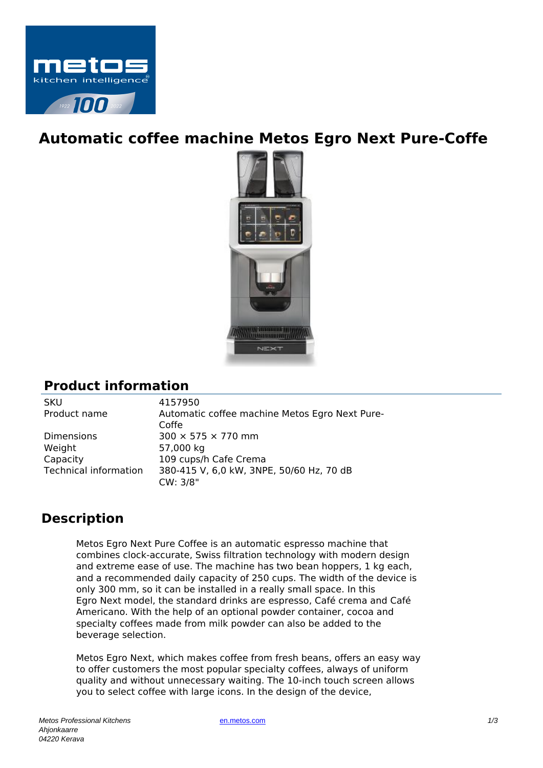# Automatic coffee machine Metos Egro Next Pure-Coffe

## Product information

| | |
|---|---|
| SKU | 4157950 |
| Product name | Automatic coffee machine Metos Egro Next Pure-Coffe |
| Dimensions | 300 × 575 × 770 mm |
| Weight | 57,000 kg |
| Capacity | 109 cups/h Cafe Crema |
| Technical information | 380-415 V, 6,0 kW, 3NPE, 50/60 Hz, 70 dB<br>CW: 3/8" |

## Description

Metos Egro Next Pure Coffee is an automatic espresso machine that combines clock-accurate, Swiss filtration technology with modern design and extreme ease of use. The machine has two bean hoppers, 1 kg each, and a recommended daily capacity of 250 cups. The width of the device is only 300 mm, so it can be installed in a really small space. In this Egro Next model, the standard drinks are espresso, Café crema and Café Americano. With the help of an optional powder container, cocoa and specialty coffees made from milk powder can also be added to the beverage selection.

Metos Egro Next, which makes coffee from fresh beans, offers an easy way to offer customers the most popular specialty coffees, always of uniform quality and without unnecessary waiting. The 10-inch touch screen allows you to select coffee with large icons. In the design of the device,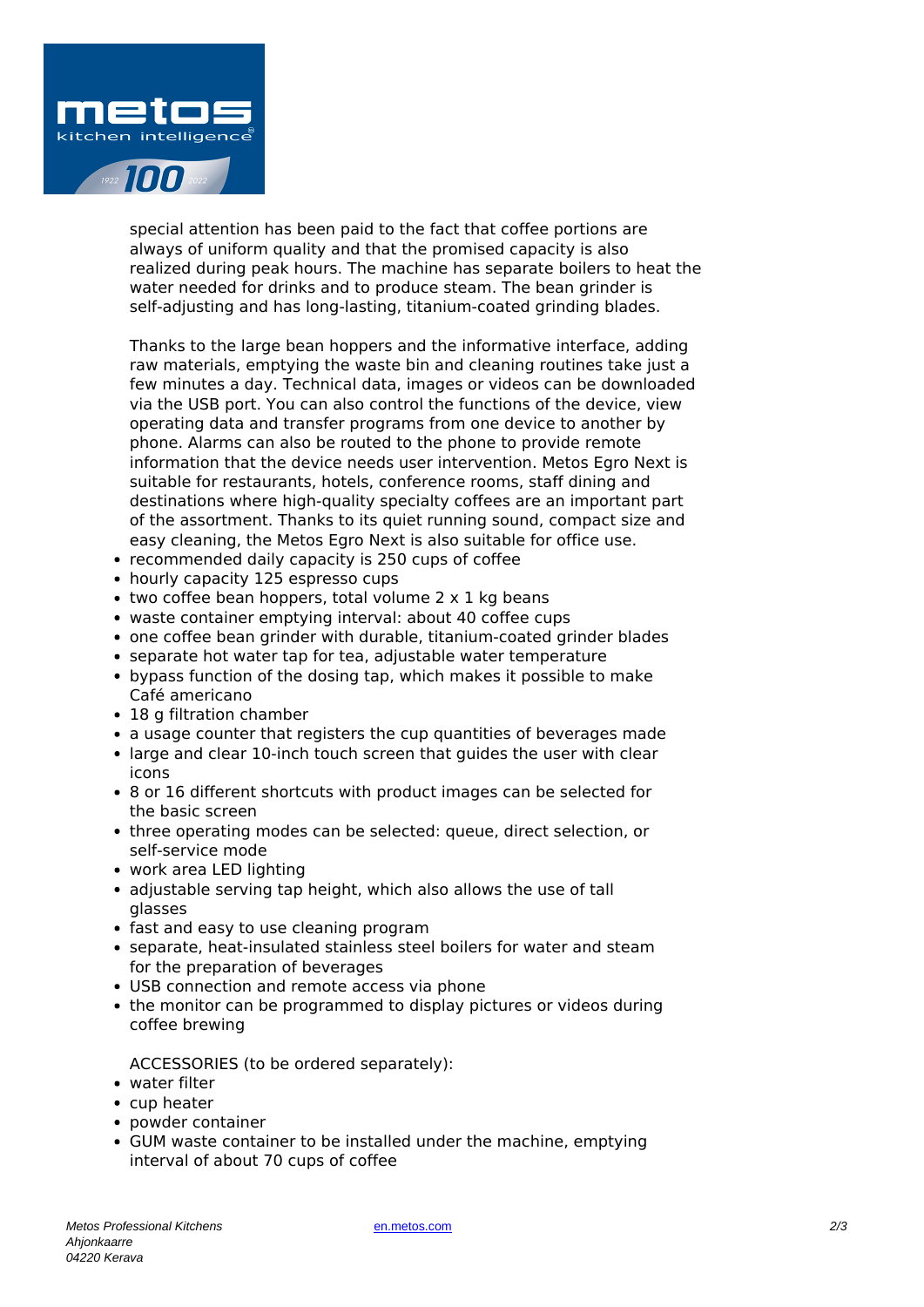special attention has been paid to the fact that coffee portions are always of uniform quality and that the promised capacity is also realized during peak hours. The machine has separate boilers to heat the water needed for drinks and to produce steam. The bean grinder is self-adjusting and has long-lasting, titanium-coated grinding blades.

Thanks to the large bean hoppers and the informative interface, adding raw materials, emptying the waste bin and cleaning routines take just a few minutes a day. Technical data, images or videos can be downloaded via the USB port. You can also control the functions of the device, view operating data and transfer programs from one device to another by phone. Alarms can also be routed to the phone to provide remote information that the device needs user intervention. Metos Egro Next is suitable for restaurants, hotels, conference rooms, staff dining and destinations where high-quality specialty coffees are an important part of the assortment. Thanks to its quiet running sound, compact size and easy cleaning, the Metos Egro Next is also suitable for office use.

- recommended daily capacity is 250 cups of coffee
- hourly capacity 125 espresso cups
- two coffee bean hoppers, total volume 2 x 1 kg beans
- waste container emptying interval: about 40 coffee cups
- one coffee bean grinder with durable, titanium-coated grinder blades
- separate hot water tap for tea, adjustable water temperature
- bypass function of the dosing tap, which makes it possible to make Café americano
- 18 g filtration chamber
- a usage counter that registers the cup quantities of beverages made
- large and clear 10-inch touch screen that guides the user with clear icons
- 8 or 16 different shortcuts with product images can be selected for the basic screen
- three operating modes can be selected: queue, direct selection, or self-service mode
- work area LED lighting
- adjustable serving tap height, which also allows the use of tall glasses
- fast and easy to use cleaning program
- separate, heat-insulated stainless steel boilers for water and steam for the preparation of beverages
- USB connection and remote access via phone
- the monitor can be programmed to display pictures or videos during coffee brewing

ACCESSORIES (to be ordered separately):

- water filter
- cup heater
- powder container
- GUM waste container to be installed under the machine, emptying interval of about 70 cups of coffee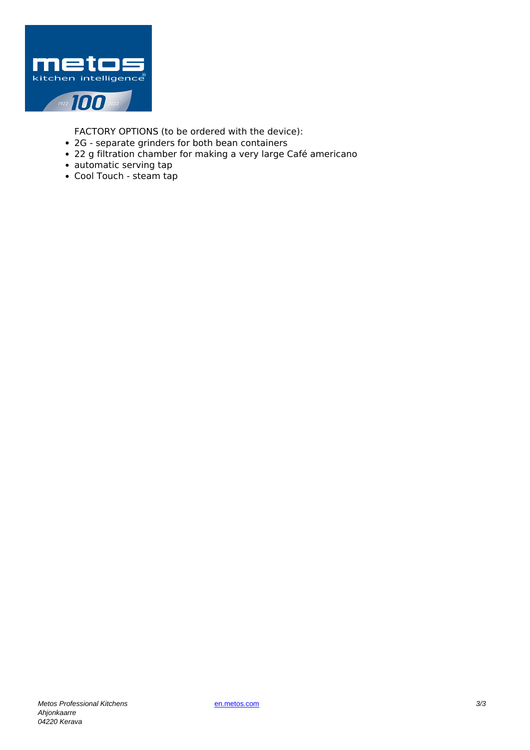FACTORY OPTIONS (to be ordered with the device):

- 2G - separate grinders for both bean containers
- 22 g filtration chamber for making a very large Café americano
- automatic serving tap
- Cool Touch - steam tap